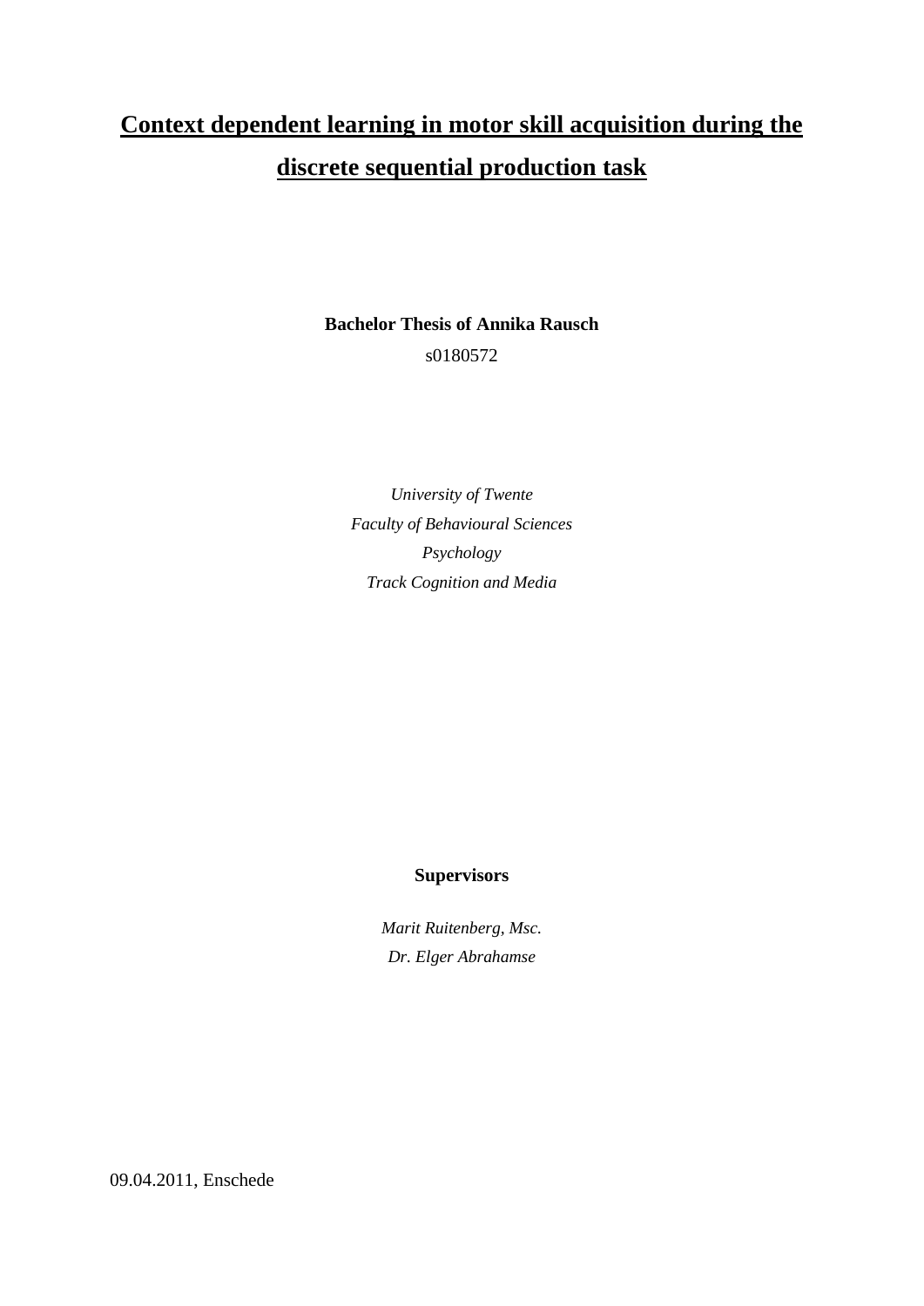# Context dependent learning in motor skill acquisition during the discrete sequential production task

**Bachelor Thesis of Annika Rausch**

s0180572

*University of Twente*
*Faculty of Behavioural Sciences*
*Psychology*
*Track Cognition and Media*

**Supervisors**

*Marit Ruitenberg, Msc.*
*Dr. Elger Abrahamse*

09.04.2011, Enschede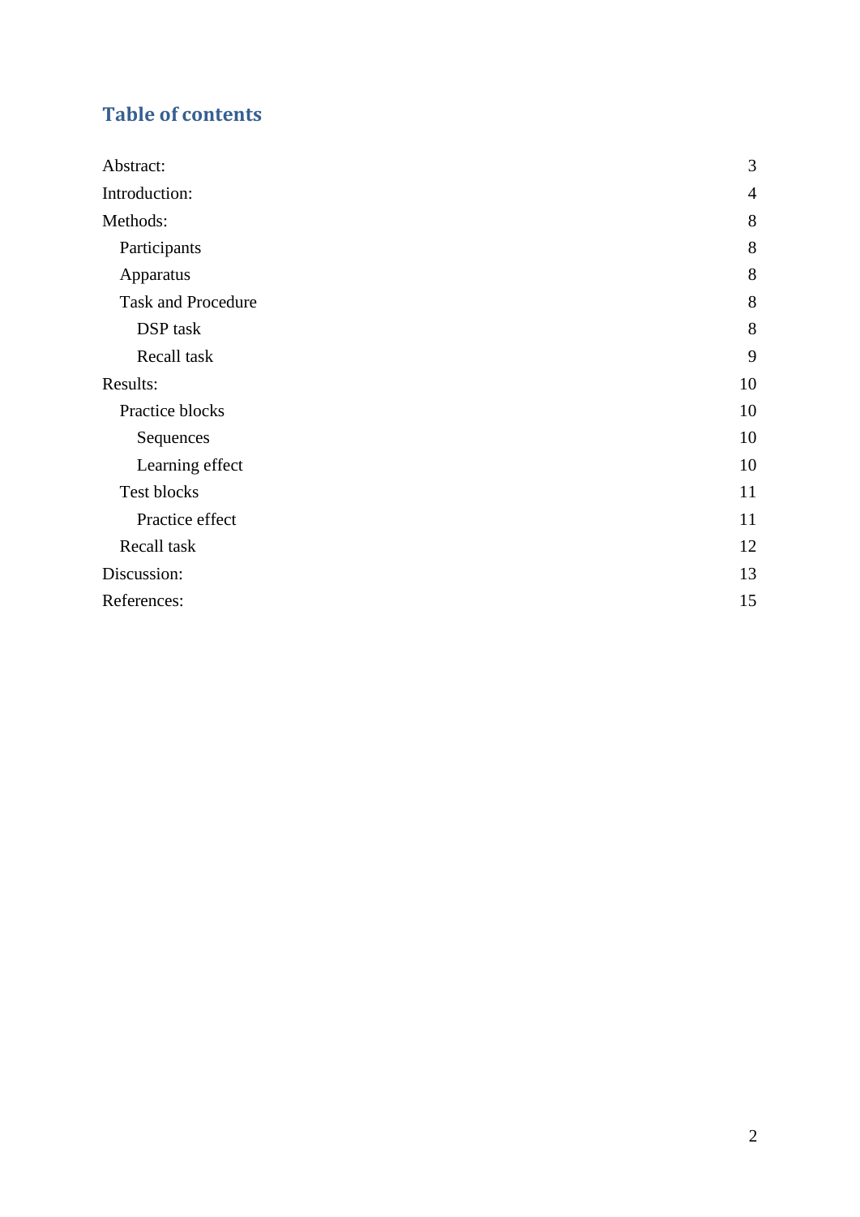## Table of contents

| | |
|---|---|
| Abstract: | 3 |
| Introduction: | 4 |
| Methods: | 8 |
| Participants | 8 |
| Apparatus | 8 |
| Task and Procedure | 8 |
| DSP task | 8 |
| Recall task | 9 |
| Results: | 10 |
| Practice blocks | 10 |
| Sequences | 10 |
| Learning effect | 10 |
| Test blocks | 11 |
| Practice effect | 11 |
| Recall task | 12 |
| Discussion: | 13 |
| References: | 15 |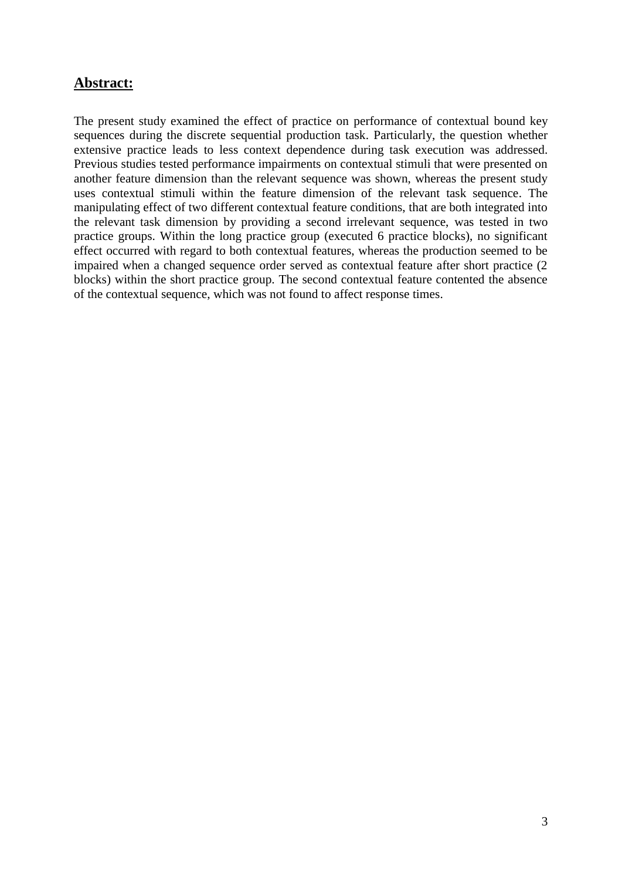## **Abstract:**

The present study examined the effect of practice on performance of contextual bound key sequences during the discrete sequential production task. Particularly, the question whether extensive practice leads to less context dependence during task execution was addressed. Previous studies tested performance impairments on contextual stimuli that were presented on another feature dimension than the relevant sequence was shown, whereas the present study uses contextual stimuli within the feature dimension of the relevant task sequence. The manipulating effect of two different contextual feature conditions, that are both integrated into the relevant task dimension by providing a second irrelevant sequence, was tested in two practice groups. Within the long practice group (executed 6 practice blocks), no significant effect occurred with regard to both contextual features, whereas the production seemed to be impaired when a changed sequence order served as contextual feature after short practice (2 blocks) within the short practice group. The second contextual feature contented the absence of the contextual sequence, which was not found to affect response times.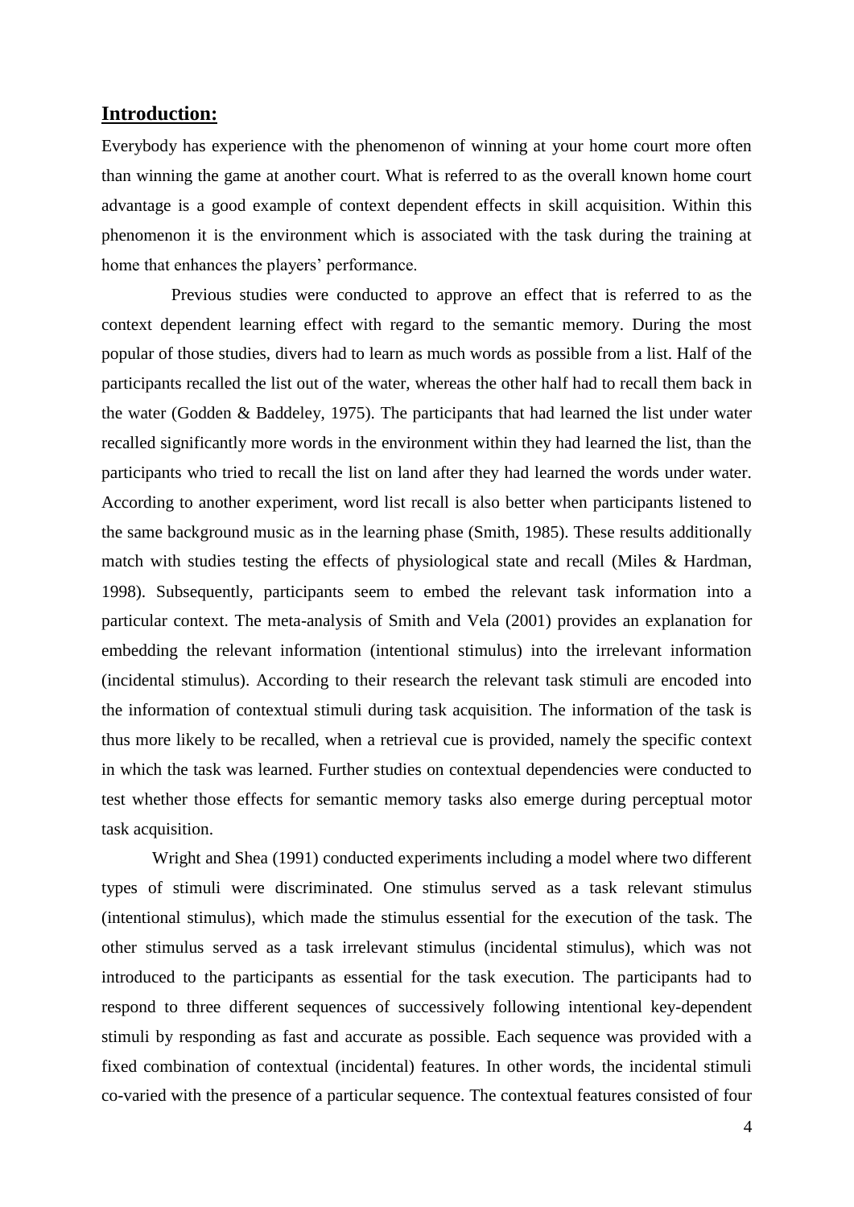## **Introduction:**

Everybody has experience with the phenomenon of winning at your home court more often than winning the game at another court. What is referred to as the overall known home court advantage is a good example of context dependent effects in skill acquisition. Within this phenomenon it is the environment which is associated with the task during the training at home that enhances the players' performance.

Previous studies were conducted to approve an effect that is referred to as the context dependent learning effect with regard to the semantic memory. During the most popular of those studies, divers had to learn as much words as possible from a list. Half of the participants recalled the list out of the water, whereas the other half had to recall them back in the water (Godden & Baddeley, 1975). The participants that had learned the list under water recalled significantly more words in the environment within they had learned the list, than the participants who tried to recall the list on land after they had learned the words under water. According to another experiment, word list recall is also better when participants listened to the same background music as in the learning phase (Smith, 1985). These results additionally match with studies testing the effects of physiological state and recall (Miles & Hardman, 1998). Subsequently, participants seem to embed the relevant task information into a particular context. The meta-analysis of Smith and Vela (2001) provides an explanation for embedding the relevant information (intentional stimulus) into the irrelevant information (incidental stimulus). According to their research the relevant task stimuli are encoded into the information of contextual stimuli during task acquisition. The information of the task is thus more likely to be recalled, when a retrieval cue is provided, namely the specific context in which the task was learned. Further studies on contextual dependencies were conducted to test whether those effects for semantic memory tasks also emerge during perceptual motor task acquisition.

Wright and Shea (1991) conducted experiments including a model where two different types of stimuli were discriminated. One stimulus served as a task relevant stimulus (intentional stimulus), which made the stimulus essential for the execution of the task. The other stimulus served as a task irrelevant stimulus (incidental stimulus), which was not introduced to the participants as essential for the task execution. The participants had to respond to three different sequences of successively following intentional key-dependent stimuli by responding as fast and accurate as possible. Each sequence was provided with a fixed combination of contextual (incidental) features. In other words, the incidental stimuli co-varied with the presence of a particular sequence. The contextual features consisted of four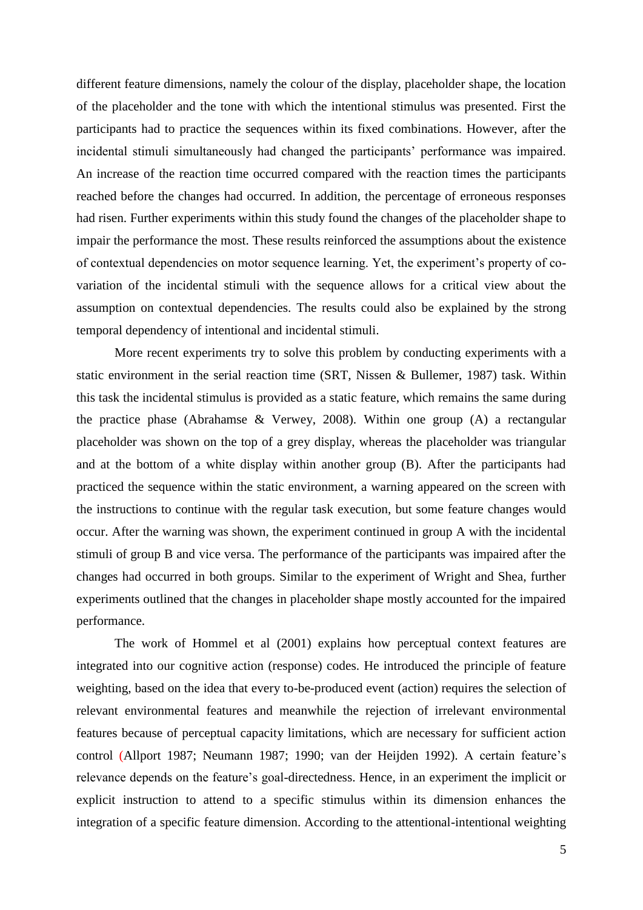different feature dimensions, namely the colour of the display, placeholder shape, the location of the placeholder and the tone with which the intentional stimulus was presented. First the participants had to practice the sequences within its fixed combinations. However, after the incidental stimuli simultaneously had changed the participants' performance was impaired. An increase of the reaction time occurred compared with the reaction times the participants reached before the changes had occurred. In addition, the percentage of erroneous responses had risen. Further experiments within this study found the changes of the placeholder shape to impair the performance the most. These results reinforced the assumptions about the existence of contextual dependencies on motor sequence learning. Yet, the experiment's property of co-variation of the incidental stimuli with the sequence allows for a critical view about the assumption on contextual dependencies. The results could also be explained by the strong temporal dependency of intentional and incidental stimuli.

More recent experiments try to solve this problem by conducting experiments with a static environment in the serial reaction time (SRT, Nissen & Bullemer, 1987) task. Within this task the incidental stimulus is provided as a static feature, which remains the same during the practice phase (Abrahamse & Verwey, 2008). Within one group (A) a rectangular placeholder was shown on the top of a grey display, whereas the placeholder was triangular and at the bottom of a white display within another group (B). After the participants had practiced the sequence within the static environment, a warning appeared on the screen with the instructions to continue with the regular task execution, but some feature changes would occur. After the warning was shown, the experiment continued in group A with the incidental stimuli of group B and vice versa. The performance of the participants was impaired after the changes had occurred in both groups. Similar to the experiment of Wright and Shea, further experiments outlined that the changes in placeholder shape mostly accounted for the impaired performance.

The work of Hommel et al (2001) explains how perceptual context features are integrated into our cognitive action (response) codes. He introduced the principle of feature weighting, based on the idea that every to-be-produced event (action) requires the selection of relevant environmental features and meanwhile the rejection of irrelevant environmental features because of perceptual capacity limitations, which are necessary for sufficient action control (Allport 1987; Neumann 1987; 1990; van der Heijden 1992). A certain feature's relevance depends on the feature's goal-directedness. Hence, in an experiment the implicit or explicit instruction to attend to a specific stimulus within its dimension enhances the integration of a specific feature dimension. According to the attentional-intentional weighting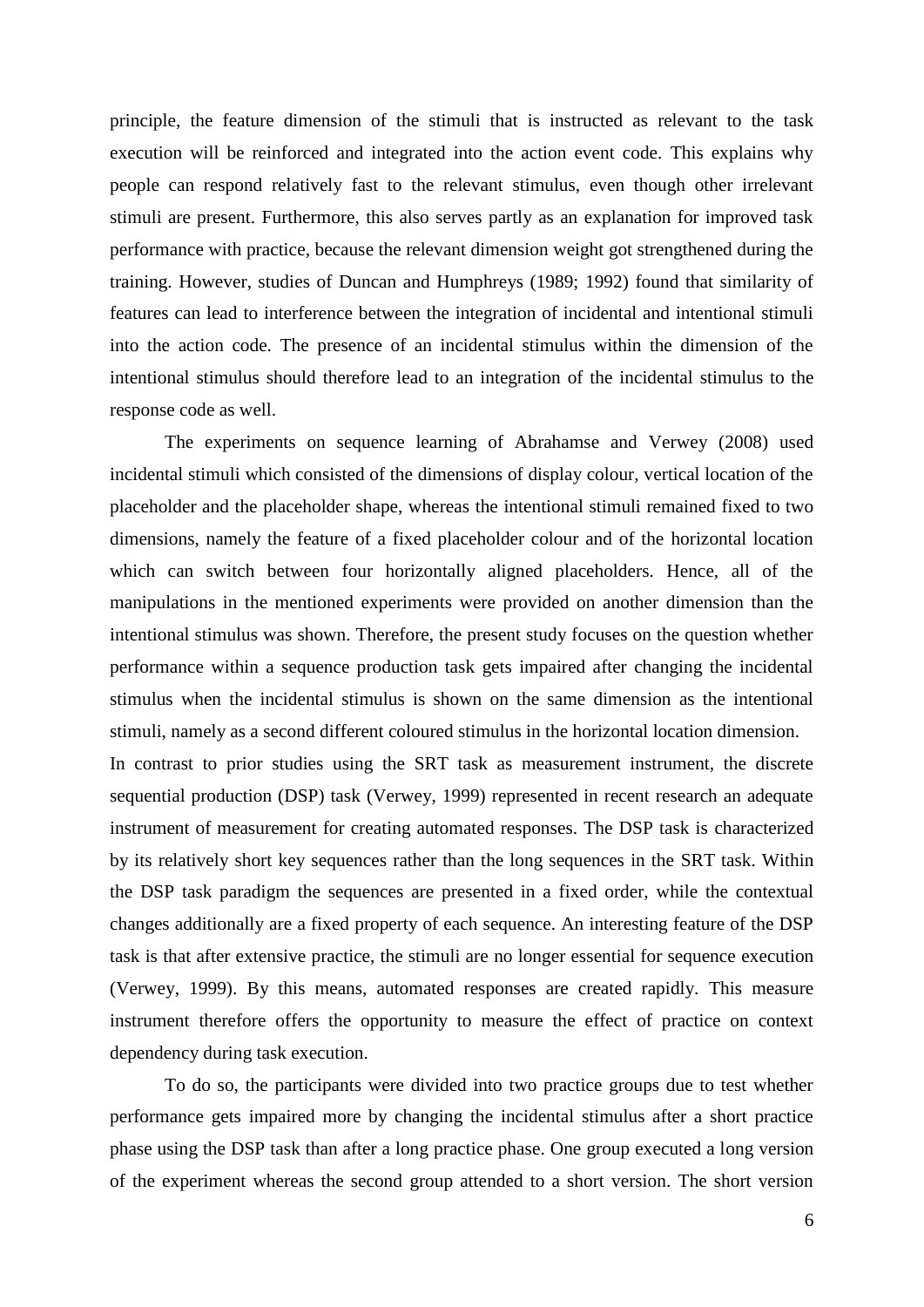principle, the feature dimension of the stimuli that is instructed as relevant to the task execution will be reinforced and integrated into the action event code. This explains why people can respond relatively fast to the relevant stimulus, even though other irrelevant stimuli are present. Furthermore, this also serves partly as an explanation for improved task performance with practice, because the relevant dimension weight got strengthened during the training. However, studies of Duncan and Humphreys (1989; 1992) found that similarity of features can lead to interference between the integration of incidental and intentional stimuli into the action code. The presence of an incidental stimulus within the dimension of the intentional stimulus should therefore lead to an integration of the incidental stimulus to the response code as well.

The experiments on sequence learning of Abrahamse and Verwey (2008) used incidental stimuli which consisted of the dimensions of display colour, vertical location of the placeholder and the placeholder shape, whereas the intentional stimuli remained fixed to two dimensions, namely the feature of a fixed placeholder colour and of the horizontal location which can switch between four horizontally aligned placeholders. Hence, all of the manipulations in the mentioned experiments were provided on another dimension than the intentional stimulus was shown. Therefore, the present study focuses on the question whether performance within a sequence production task gets impaired after changing the incidental stimulus when the incidental stimulus is shown on the same dimension as the intentional stimuli, namely as a second different coloured stimulus in the horizontal location dimension.

In contrast to prior studies using the SRT task as measurement instrument, the discrete sequential production (DSP) task (Verwey, 1999) represented in recent research an adequate instrument of measurement for creating automated responses. The DSP task is characterized by its relatively short key sequences rather than the long sequences in the SRT task. Within the DSP task paradigm the sequences are presented in a fixed order, while the contextual changes additionally are a fixed property of each sequence. An interesting feature of the DSP task is that after extensive practice, the stimuli are no longer essential for sequence execution (Verwey, 1999). By this means, automated responses are created rapidly. This measure instrument therefore offers the opportunity to measure the effect of practice on context dependency during task execution.

To do so, the participants were divided into two practice groups due to test whether performance gets impaired more by changing the incidental stimulus after a short practice phase using the DSP task than after a long practice phase. One group executed a long version of the experiment whereas the second group attended to a short version. The short version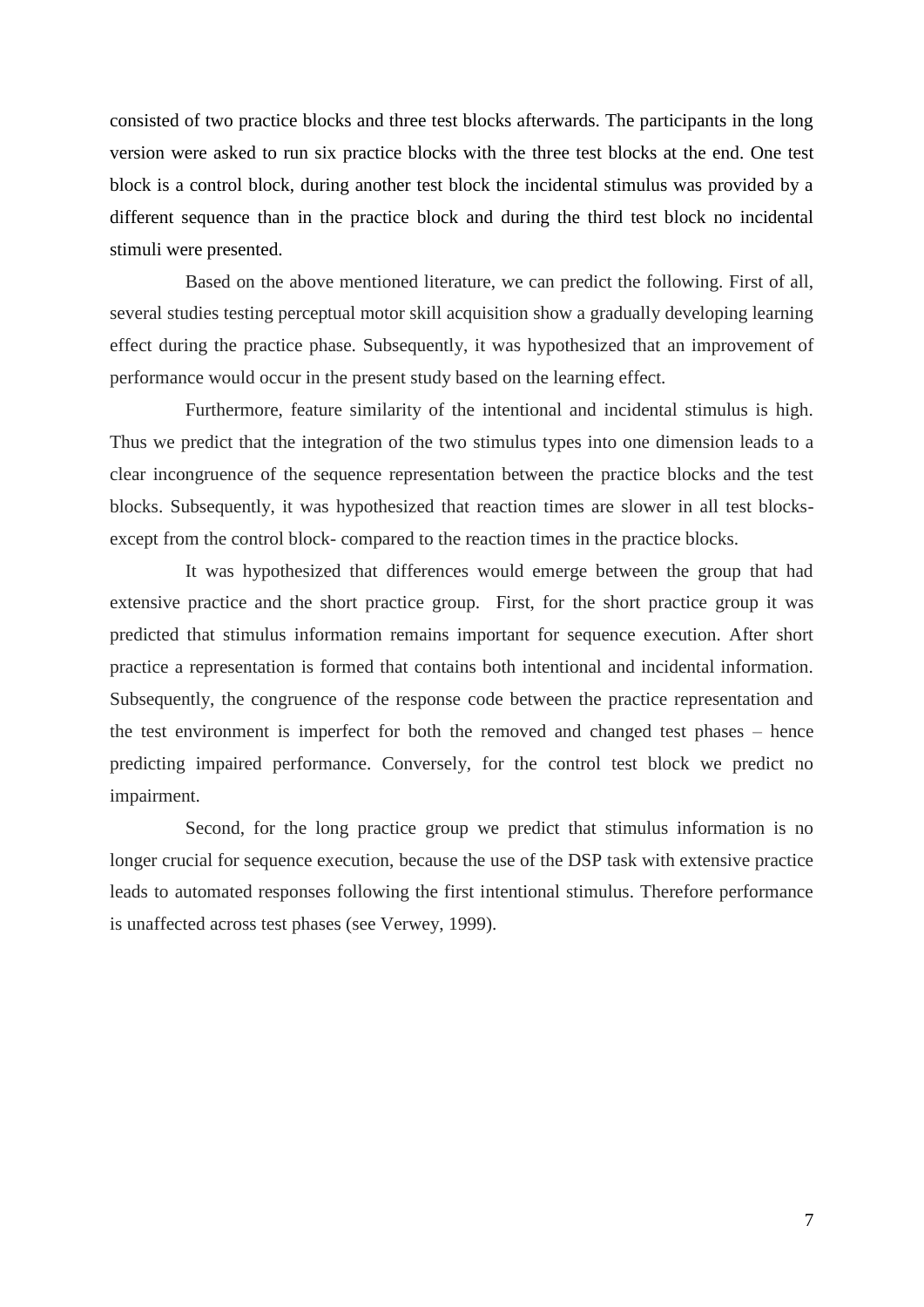consisted of two practice blocks and three test blocks afterwards. The participants in the long version were asked to run six practice blocks with the three test blocks at the end. One test block is a control block, during another test block the incidental stimulus was provided by a different sequence than in the practice block and during the third test block no incidental stimuli were presented.

Based on the above mentioned literature, we can predict the following. First of all, several studies testing perceptual motor skill acquisition show a gradually developing learning effect during the practice phase. Subsequently, it was hypothesized that an improvement of performance would occur in the present study based on the learning effect.

Furthermore, feature similarity of the intentional and incidental stimulus is high. Thus we predict that the integration of the two stimulus types into one dimension leads to a clear incongruence of the sequence representation between the practice blocks and the test blocks. Subsequently, it was hypothesized that reaction times are slower in all test blocks- except from the control block- compared to the reaction times in the practice blocks.

It was hypothesized that differences would emerge between the group that had extensive practice and the short practice group. First, for the short practice group it was predicted that stimulus information remains important for sequence execution. After short practice a representation is formed that contains both intentional and incidental information. Subsequently, the congruence of the response code between the practice representation and the test environment is imperfect for both the removed and changed test phases – hence predicting impaired performance. Conversely, for the control test block we predict no impairment.

Second, for the long practice group we predict that stimulus information is no longer crucial for sequence execution, because the use of the DSP task with extensive practice leads to automated responses following the first intentional stimulus. Therefore performance is unaffected across test phases (see Verwey, 1999).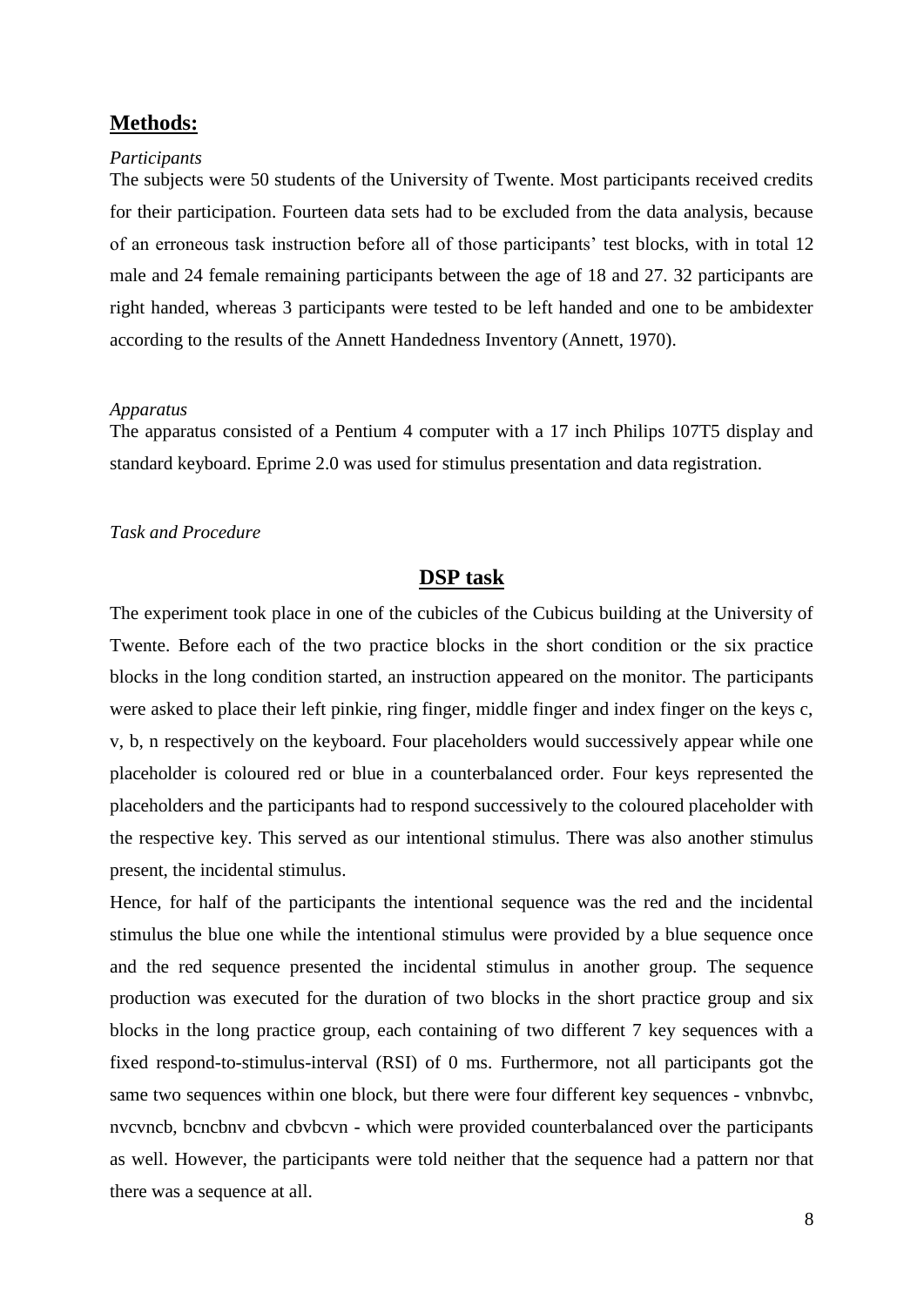## **Methods:**

*Participants*

The subjects were 50 students of the University of Twente. Most participants received credits for their participation. Fourteen data sets had to be excluded from the data analysis, because of an erroneous task instruction before all of those participants' test blocks, with in total 12 male and 24 female remaining participants between the age of 18 and 27. 32 participants are right handed, whereas 3 participants were tested to be left handed and one to be ambidexter according to the results of the Annett Handedness Inventory (Annett, 1970).

*Apparatus*

The apparatus consisted of a Pentium 4 computer with a 17 inch Philips 107T5 display and standard keyboard. Eprime 2.0 was used for stimulus presentation and data registration.

*Task and Procedure*

### **DSP task**

The experiment took place in one of the cubicles of the Cubicus building at the University of Twente. Before each of the two practice blocks in the short condition or the six practice blocks in the long condition started, an instruction appeared on the monitor. The participants were asked to place their left pinkie, ring finger, middle finger and index finger on the keys c, v, b, n respectively on the keyboard. Four placeholders would successively appear while one placeholder is coloured red or blue in a counterbalanced order. Four keys represented the placeholders and the participants had to respond successively to the coloured placeholder with the respective key. This served as our intentional stimulus. There was also another stimulus present, the incidental stimulus.

Hence, for half of the participants the intentional sequence was the red and the incidental stimulus the blue one while the intentional stimulus were provided by a blue sequence once and the red sequence presented the incidental stimulus in another group. The sequence production was executed for the duration of two blocks in the short practice group and six blocks in the long practice group, each containing of two different 7 key sequences with a fixed respond-to-stimulus-interval (RSI) of 0 ms. Furthermore, not all participants got the same two sequences within one block, but there were four different key sequences - vnbnvbc, nvcvncb, bcncbnv and cbvbcvn - which were provided counterbalanced over the participants as well. However, the participants were told neither that the sequence had a pattern nor that there was a sequence at all.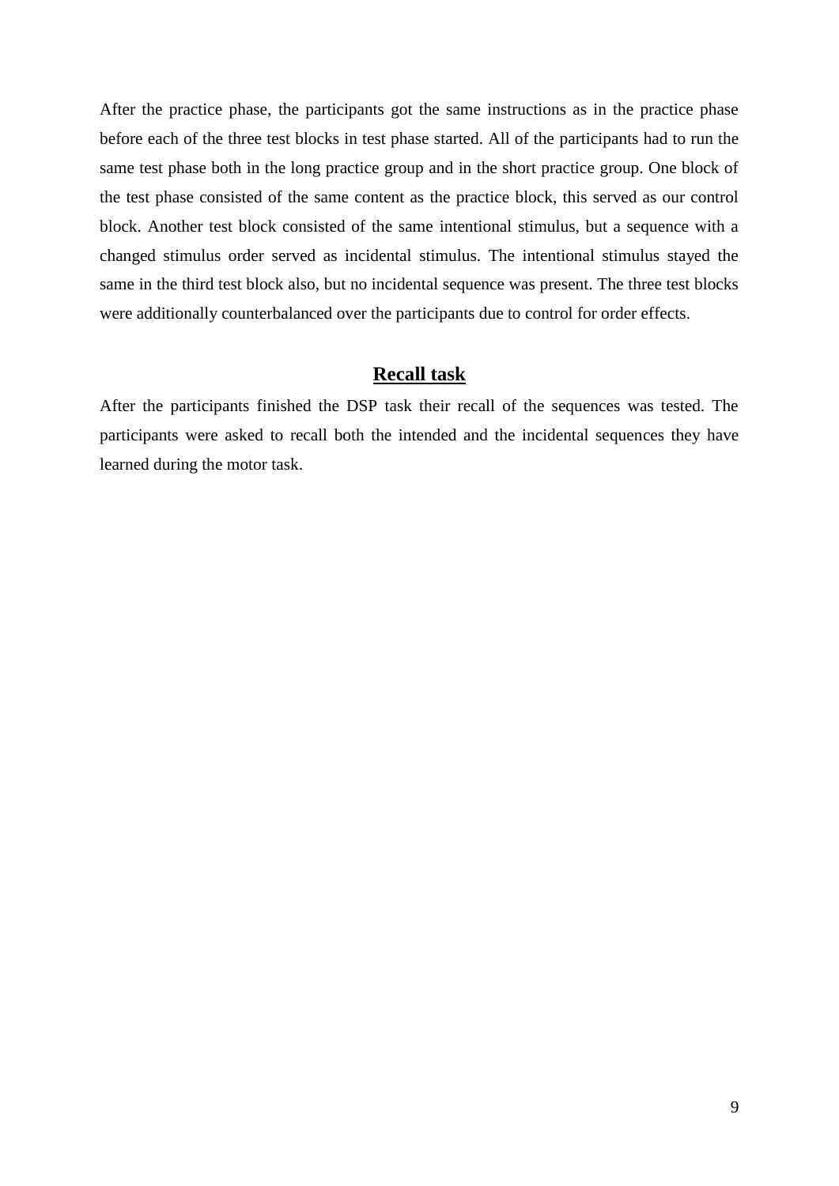After the practice phase, the participants got the same instructions as in the practice phase before each of the three test blocks in test phase started. All of the participants had to run the same test phase both in the long practice group and in the short practice group. One block of the test phase consisted of the same content as the practice block, this served as our control block. Another test block consisted of the same intentional stimulus, but a sequence with a changed stimulus order served as incidental stimulus. The intentional stimulus stayed the same in the third test block also, but no incidental sequence was present. The three test blocks were additionally counterbalanced over the participants due to control for order effects.

## Recall task

After the participants finished the DSP task their recall of the sequences was tested. The participants were asked to recall both the intended and the incidental sequences they have learned during the motor task.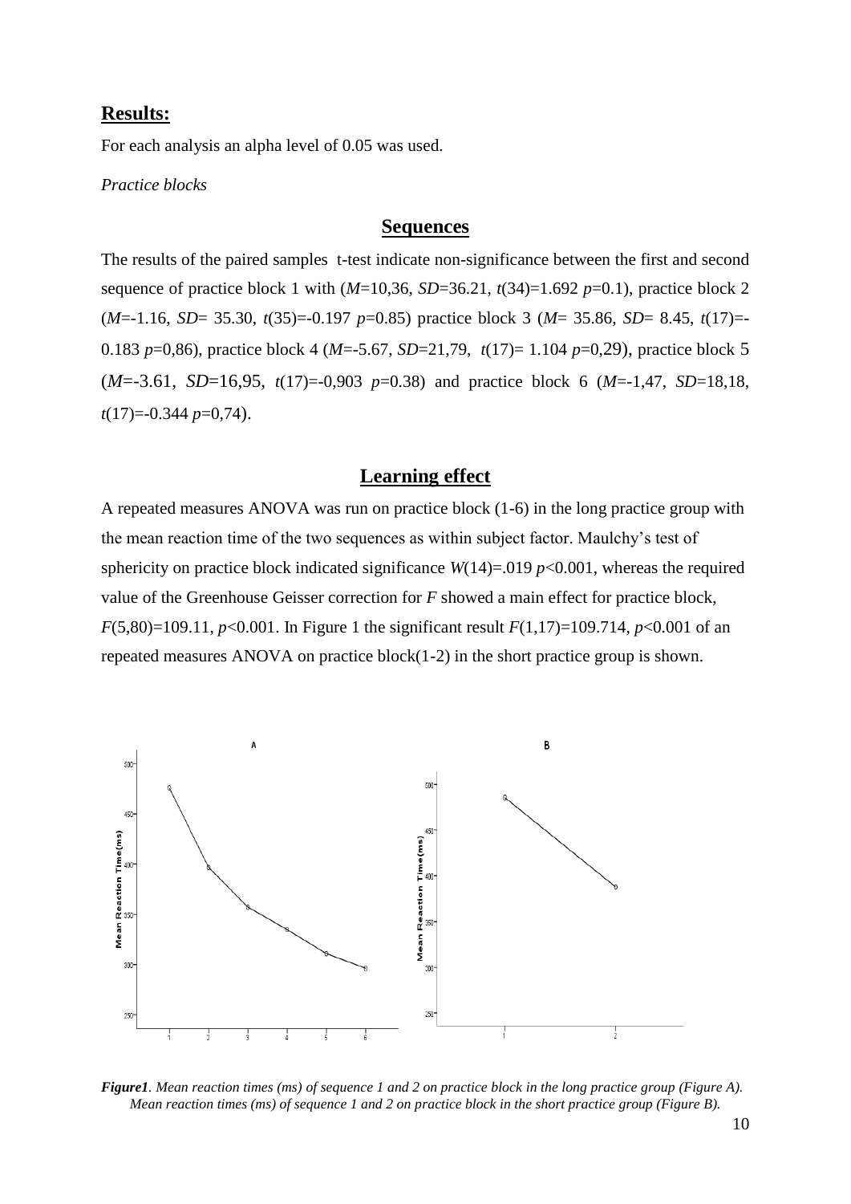## Results:

For each analysis an alpha level of 0.05 was used.

*Practice blocks*

### Sequences

The results of the paired samples t-test indicate non-significance between the first and second sequence of practice block 1 with ($M$=10,36, $SD$=36.21, $t(34)=1.692$ $p$=0.1), practice block 2 ($M$=-1.16, $SD$= 35.30, $t(35)=-0.197$ $p$=0.85) practice block 3 ($M$= 35.86, $SD$= 8.45, $t(17)=-0.183$ $p$=0,86), practice block 4 ($M$=-5.67, $SD$=21,79, $t(17)= 1.104$ $p$=0,29), practice block 5 ($M$=-3.61, $SD$=16,95, $t(17)=-0,903$ $p$=0.38) and practice block 6 ($M$=-1,47, $SD$=18,18, $t(17)=-0.344$ $p$=0,74).

### Learning effect

A repeated measures ANOVA was run on practice block (1-6) in the long practice group with the mean reaction time of the two sequences as within subject factor. Maulchy's test of sphericity on practice block indicated significance $W(14)=.019$ $p<0.001$, whereas the required value of the Greenhouse Geisser correction for $F$ showed a main effect for practice block, $F(5,80)=109.11$, $p<0.001$. In Figure 1 the significant result $F(1,17)=109.714$, $p<0.001$ of an repeated measures ANOVA on practice block(1-2) in the short practice group is shown.

***Figure1****. Mean reaction times (ms) of sequence 1 and 2 on practice block in the long practice group (Figure A). Mean reaction times (ms) of sequence 1 and 2 on practice block in the short practice group (Figure B).*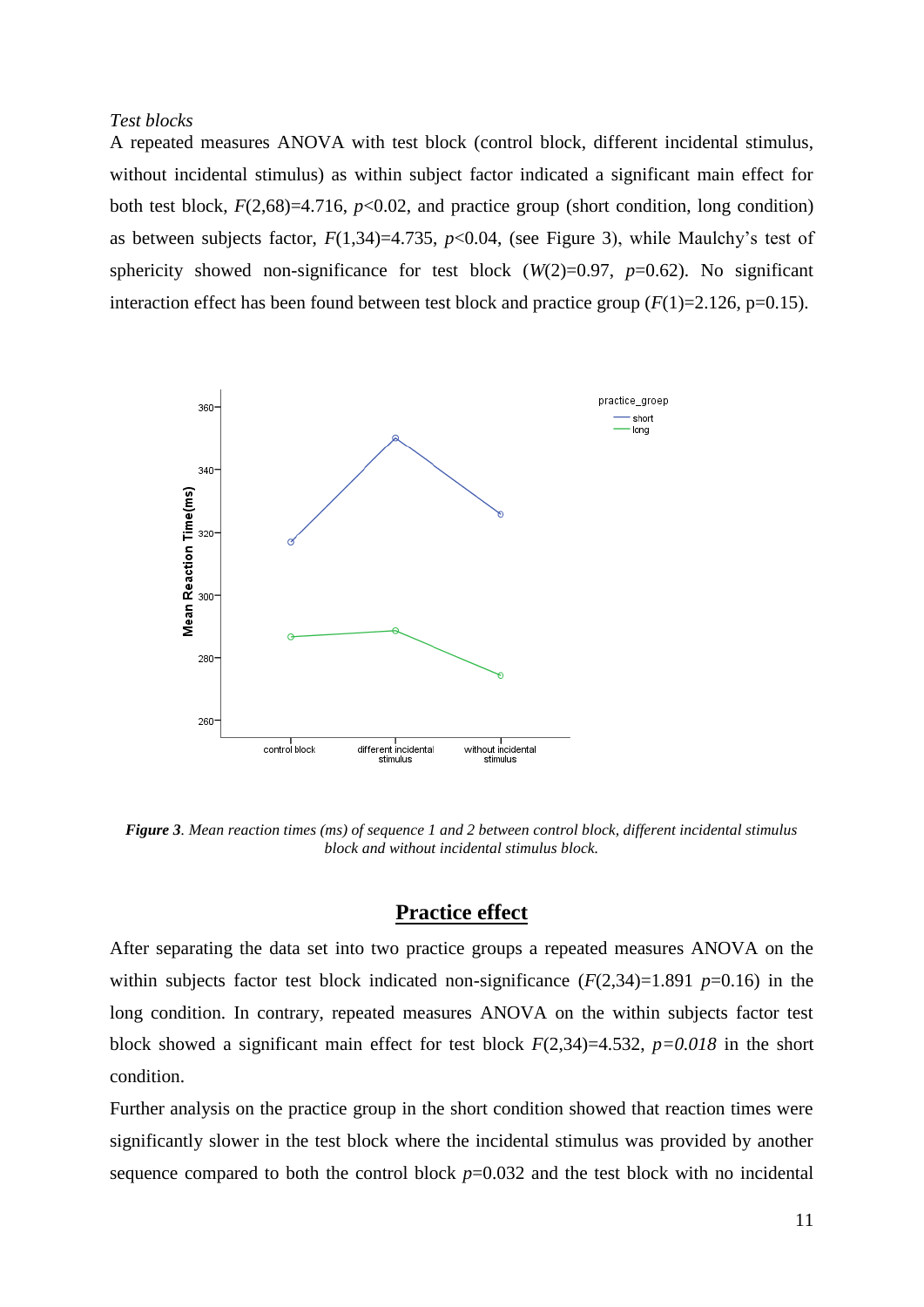*Test blocks*

A repeated measures ANOVA with test block (control block, different incidental stimulus, without incidental stimulus) as within subject factor indicated a significant main effect for both test block, $F(2,68)=4.716$, $p<0.02$, and practice group (short condition, long condition) as between subjects factor, $F(1,34)=4.735$, $p<0.04$, (see Figure 3), while Maulchy's test of sphericity showed non-significance for test block ($W(2)=0.97$, $p=0.62$). No significant interaction effect has been found between test block and practice group ($F(1)=2.126$, p=0.15).

***Figure 3***. *Mean reaction times (ms) of sequence 1 and 2 between control block, different incidental stimulus block and without incidental stimulus block.*

## Practice effect

After separating the data set into two practice groups a repeated measures ANOVA on the within subjects factor test block indicated non-significance ($F(2,34)=1.891$ $p=0.16$) in the long condition. In contrary, repeated measures ANOVA on the within subjects factor test block showed a significant main effect for test block $F(2,34)=4.532$, $p=0.018$ in the short condition.

Further analysis on the practice group in the short condition showed that reaction times were significantly slower in the test block where the incidental stimulus was provided by another sequence compared to both the control block $p=0.032$ and the test block with no incidental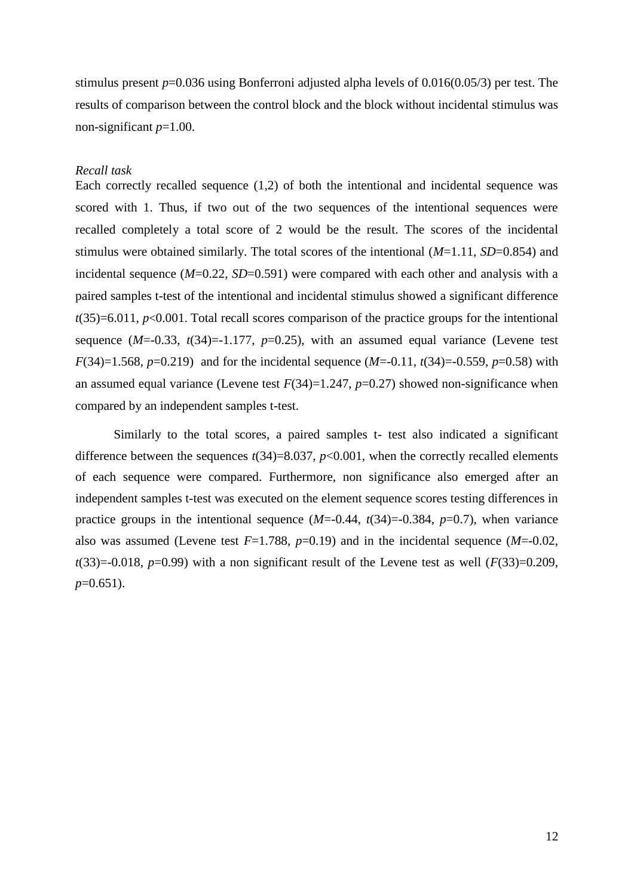stimulus present $p=0.036$ using Bonferroni adjusted alpha levels of 0.016(0.05/3) per test. The results of comparison between the control block and the block without incidental stimulus was non-significant $p=1.00$.

*Recall task*

Each correctly recalled sequence (1,2) of both the intentional and incidental sequence was scored with 1. Thus, if two out of the two sequences of the intentional sequences were recalled completely a total score of 2 would be the result. The scores of the incidental stimulus were obtained similarly. The total scores of the intentional ($M=1.11$, $SD=0.854$) and incidental sequence ($M=0.22$, $SD=0.591$) were compared with each other and analysis with a paired samples t-test of the intentional and incidental stimulus showed a significant difference $t(35)=6.011$, $p<0.001$. Total recall scores comparison of the practice groups for the intentional sequence ($M=-0.33$, $t(34)=-1.177$, $p=0.25$), with an assumed equal variance (Levene test $F(34)=1.568$, $p=0.219$) and for the incidental sequence ($M=-0.11$, $t(34)=-0.559$, $p=0.58$) with an assumed equal variance (Levene test $F(34)=1.247$, $p=0.27$) showed non-significance when compared by an independent samples t-test.

Similarly to the total scores, a paired samples t- test also indicated a significant difference between the sequences $t(34)=8.037$, $p<0.001$, when the correctly recalled elements of each sequence were compared. Furthermore, non significance also emerged after an independent samples t-test was executed on the element sequence scores testing differences in practice groups in the intentional sequence ($M=-0.44$, $t(34)=-0.384$, $p=0.7$), when variance also was assumed (Levene test $F=1.788$, $p=0.19$) and in the incidental sequence ($M=-0.02$, $t(33)=-0.018$, $p=0.99$) with a non significant result of the Levene test as well ($F(33)=0.209$, $p=0.651$).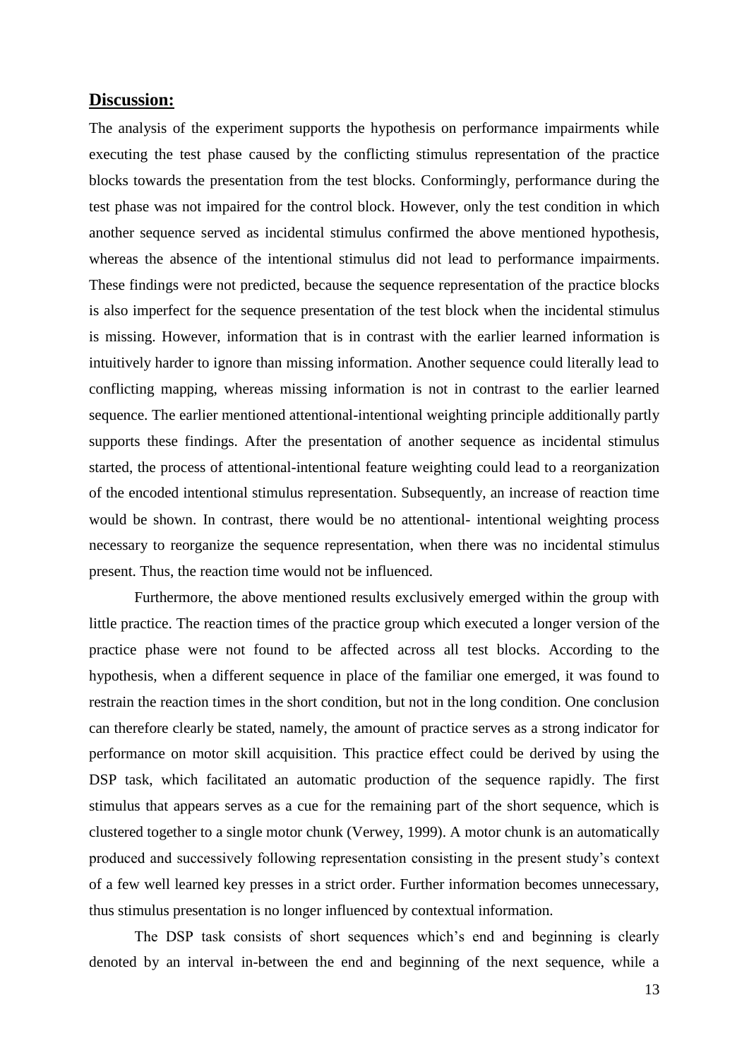## **Discussion:**

The analysis of the experiment supports the hypothesis on performance impairments while executing the test phase caused by the conflicting stimulus representation of the practice blocks towards the presentation from the test blocks. Conformingly, performance during the test phase was not impaired for the control block. However, only the test condition in which another sequence served as incidental stimulus confirmed the above mentioned hypothesis, whereas the absence of the intentional stimulus did not lead to performance impairments. These findings were not predicted, because the sequence representation of the practice blocks is also imperfect for the sequence presentation of the test block when the incidental stimulus is missing. However, information that is in contrast with the earlier learned information is intuitively harder to ignore than missing information. Another sequence could literally lead to conflicting mapping, whereas missing information is not in contrast to the earlier learned sequence. The earlier mentioned attentional-intentional weighting principle additionally partly supports these findings. After the presentation of another sequence as incidental stimulus started, the process of attentional-intentional feature weighting could lead to a reorganization of the encoded intentional stimulus representation. Subsequently, an increase of reaction time would be shown. In contrast, there would be no attentional- intentional weighting process necessary to reorganize the sequence representation, when there was no incidental stimulus present. Thus, the reaction time would not be influenced.

Furthermore, the above mentioned results exclusively emerged within the group with little practice. The reaction times of the practice group which executed a longer version of the practice phase were not found to be affected across all test blocks. According to the hypothesis, when a different sequence in place of the familiar one emerged, it was found to restrain the reaction times in the short condition, but not in the long condition. One conclusion can therefore clearly be stated, namely, the amount of practice serves as a strong indicator for performance on motor skill acquisition. This practice effect could be derived by using the DSP task, which facilitated an automatic production of the sequence rapidly. The first stimulus that appears serves as a cue for the remaining part of the short sequence, which is clustered together to a single motor chunk (Verwey, 1999). A motor chunk is an automatically produced and successively following representation consisting in the present study's context of a few well learned key presses in a strict order. Further information becomes unnecessary, thus stimulus presentation is no longer influenced by contextual information.

The DSP task consists of short sequences which's end and beginning is clearly denoted by an interval in-between the end and beginning of the next sequence, while a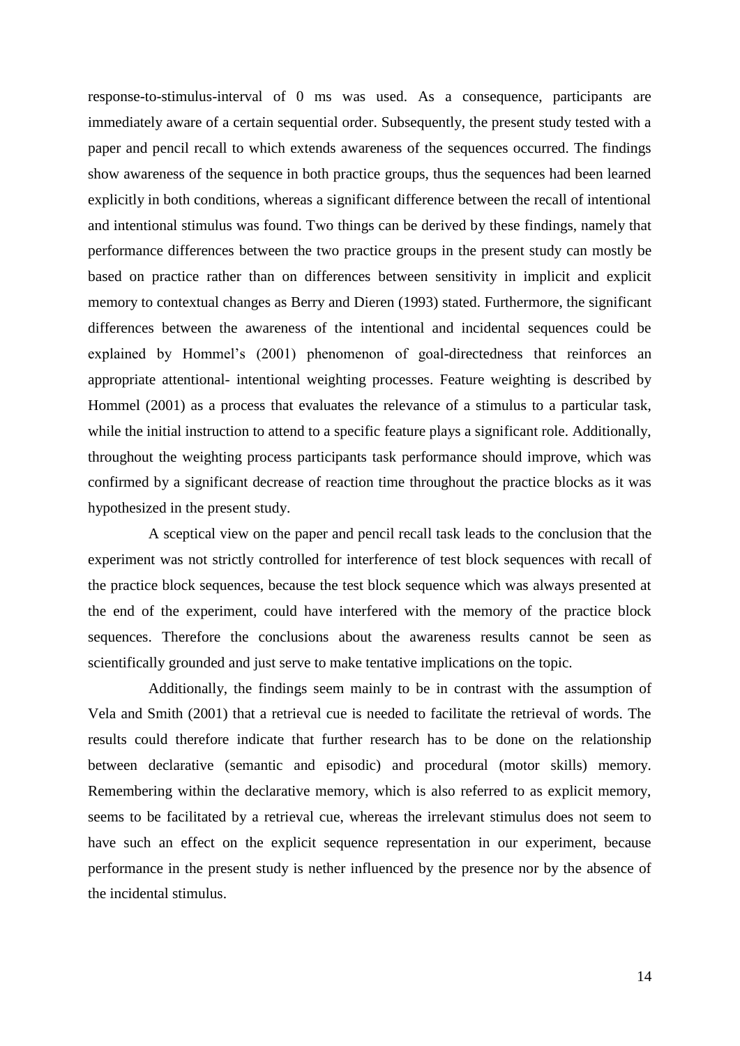response-to-stimulus-interval of 0 ms was used. As a consequence, participants are immediately aware of a certain sequential order. Subsequently, the present study tested with a paper and pencil recall to which extends awareness of the sequences occurred. The findings show awareness of the sequence in both practice groups, thus the sequences had been learned explicitly in both conditions, whereas a significant difference between the recall of intentional and intentional stimulus was found. Two things can be derived by these findings, namely that performance differences between the two practice groups in the present study can mostly be based on practice rather than on differences between sensitivity in implicit and explicit memory to contextual changes as Berry and Dieren (1993) stated. Furthermore, the significant differences between the awareness of the intentional and incidental sequences could be explained by Hommel's (2001) phenomenon of goal-directedness that reinforces an appropriate attentional- intentional weighting processes. Feature weighting is described by Hommel (2001) as a process that evaluates the relevance of a stimulus to a particular task, while the initial instruction to attend to a specific feature plays a significant role. Additionally, throughout the weighting process participants task performance should improve, which was confirmed by a significant decrease of reaction time throughout the practice blocks as it was hypothesized in the present study.

A sceptical view on the paper and pencil recall task leads to the conclusion that the experiment was not strictly controlled for interference of test block sequences with recall of the practice block sequences, because the test block sequence which was always presented at the end of the experiment, could have interfered with the memory of the practice block sequences. Therefore the conclusions about the awareness results cannot be seen as scientifically grounded and just serve to make tentative implications on the topic.

Additionally, the findings seem mainly to be in contrast with the assumption of Vela and Smith (2001) that a retrieval cue is needed to facilitate the retrieval of words. The results could therefore indicate that further research has to be done on the relationship between declarative (semantic and episodic) and procedural (motor skills) memory. Remembering within the declarative memory, which is also referred to as explicit memory, seems to be facilitated by a retrieval cue, whereas the irrelevant stimulus does not seem to have such an effect on the explicit sequence representation in our experiment, because performance in the present study is nether influenced by the presence nor by the absence of the incidental stimulus.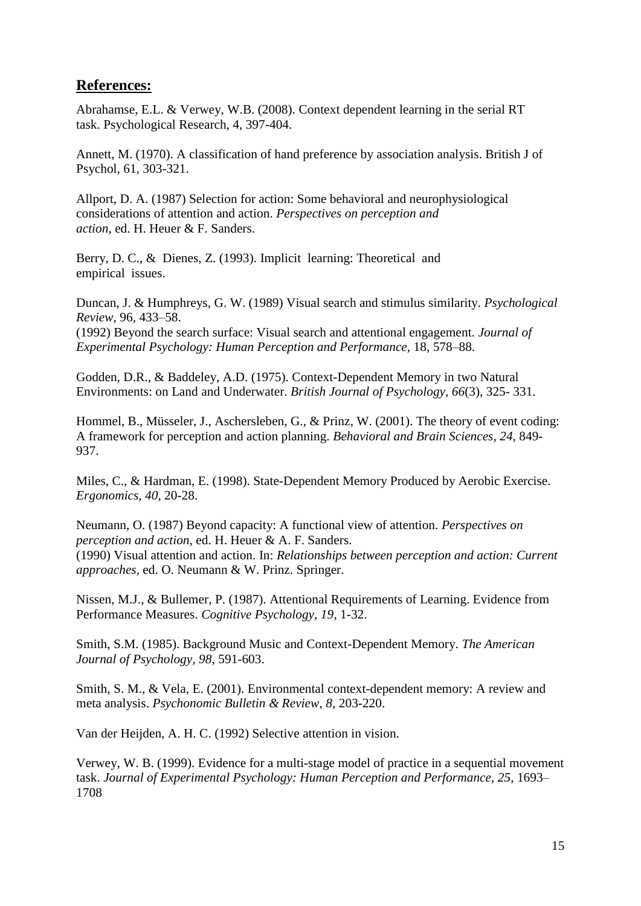## References:

Abrahamse, E.L. & Verwey, W.B. (2008). Context dependent learning in the serial RT task. Psychological Research, 4, 397-404.

Annett, M. (1970). A classification of hand preference by association analysis. British J of Psychol, 61, 303-321.

Allport, D. A. (1987) Selection for action: Some behavioral and neurophysiological considerations of attention and action. *Perspectives on perception and action,* ed. H. Heuer & F. Sanders.

Berry, D. C., & Dienes, Z. (1993). Implicit learning: Theoretical and empirical issues.

Duncan, J. & Humphreys, G. W. (1989) Visual search and stimulus similarity. *Psychological Review,* 96, 433–58.
(1992) Beyond the search surface: Visual search and attentional engagement. *Journal of Experimental Psychology: Human Perception and Performance,* 18, 578–88.

Godden, D.R., & Baddeley, A.D. (1975). Context-Dependent Memory in two Natural Environments: on Land and Underwater. *British Journal of Psychology, 66*(3), 325- 331.

Hommel, B., Müsseler, J., Aschersleben, G., & Prinz, W. (2001). The theory of event coding: A framework for perception and action planning. *Behavioral and Brain Sciences, 24*, 849-937.

Miles, C., & Hardman, E. (1998). State-Dependent Memory Produced by Aerobic Exercise. *Ergonomics, 40*, 20-28.

Neumann, O. (1987) Beyond capacity: A functional view of attention. *Perspectives on perception and action,* ed. H. Heuer & A. F. Sanders.
(1990) Visual attention and action. In: *Relationships between perception and action: Current approaches*, ed. O. Neumann & W. Prinz. Springer.

Nissen, M.J., & Bullemer, P. (1987). Attentional Requirements of Learning. Evidence from Performance Measures. *Cognitive Psychology, 19*, 1-32.

Smith, S.M. (1985). Background Music and Context-Dependent Memory. *The American Journal of Psychology, 98*, 591-603.

Smith, S. M., & Vela, E. (2001). Environmental context-dependent memory: A review and meta analysis. *Psychonomic Bulletin & Review, 8*, 203-220.

Van der Heijden, A. H. C. (1992) Selective attention in vision.

Verwey, W. B. (1999). Evidence for a multi-stage model of practice in a sequential movement task. *Journal of Experimental Psychology: Human Perception and Performance, 25,* 1693–1708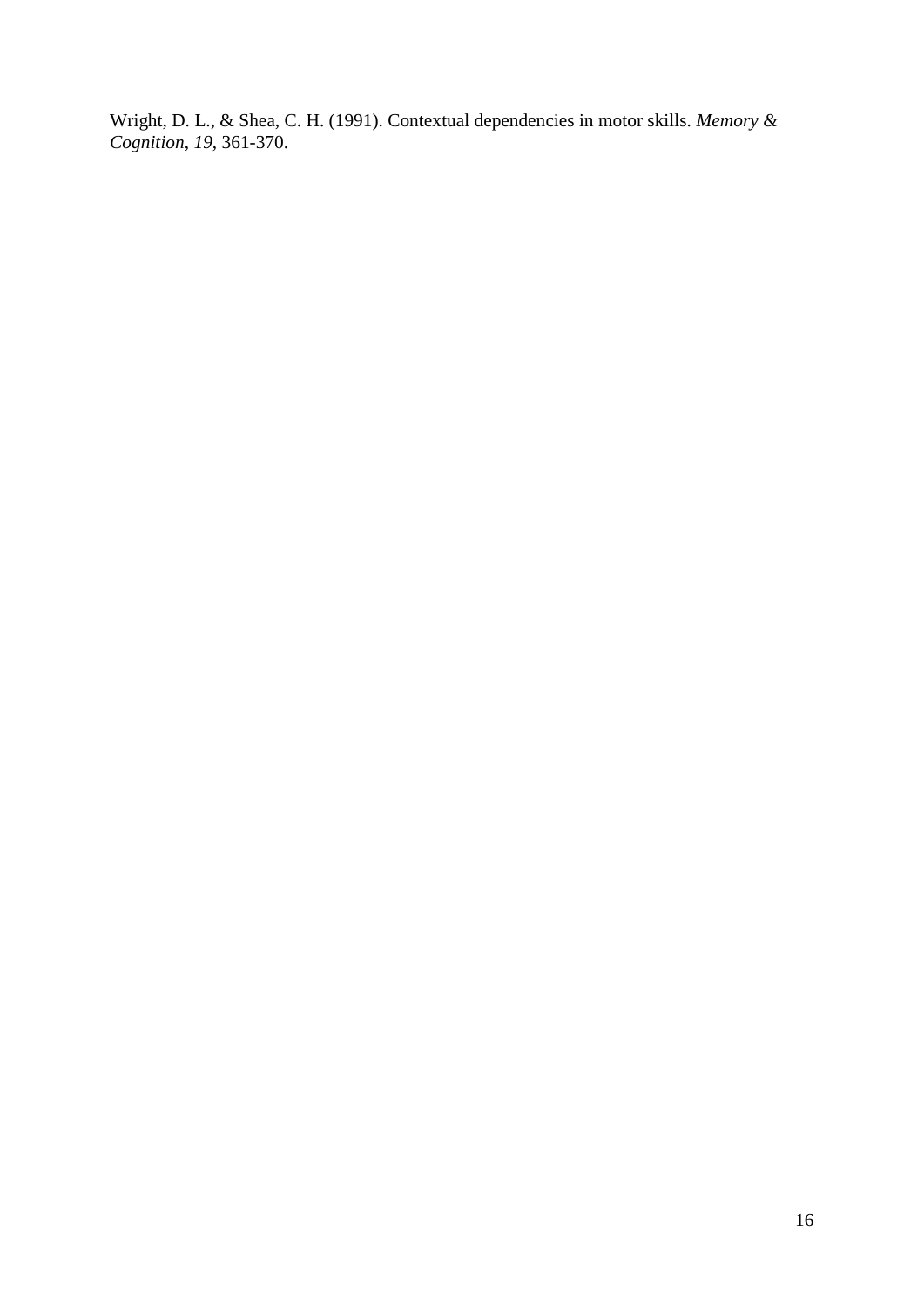Wright, D. L., & Shea, C. H. (1991). Contextual dependencies in motor skills. *Memory & Cognition*, *19*, 361-370.